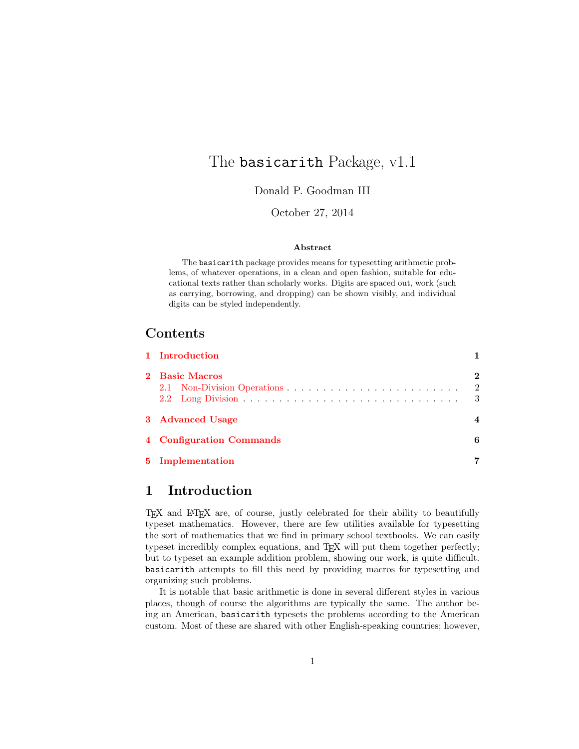# The `basicarith` Package, v1.1

Donald P. Goodman III

October 27, 2014

**Abstract**

The `basicarith` package provides means for typesetting arithmetic problems, of whatever operations, in a clean and open fashion, suitable for educational texts rather than scholarly works. Digits are spaced out, work (such as carrying, borrowing, and dropping) can be shown visibly, and individual digits can be styled independently.

## Contents

- 1 Introduction — 1
- 2 Basic Macros — 2
  - 2.1 Non-Division Operations — 2
  - 2.2 Long Division — 3
- 3 Advanced Usage — 4
- 4 Configuration Commands — 6
- 5 Implementation — 7

## 1 Introduction

TeX and LaTeX are, of course, justly celebrated for their ability to beautifully typeset mathematics. However, there are few utilities available for typesetting the sort of mathematics that we find in primary school textbooks. We can easily typeset incredibly complex equations, and TeX will put them together perfectly; but to typeset an example addition problem, showing our work, is quite difficult. `basicarith` attempts to fill this need by providing macros for typesetting and organizing such problems.

It is notable that basic arithmetic is done in several different styles in various places, though of course the algorithms are typically the same. The author being an American, `basicarith` typesets the problems according to the American custom. Most of these are shared with other English-speaking countries; however,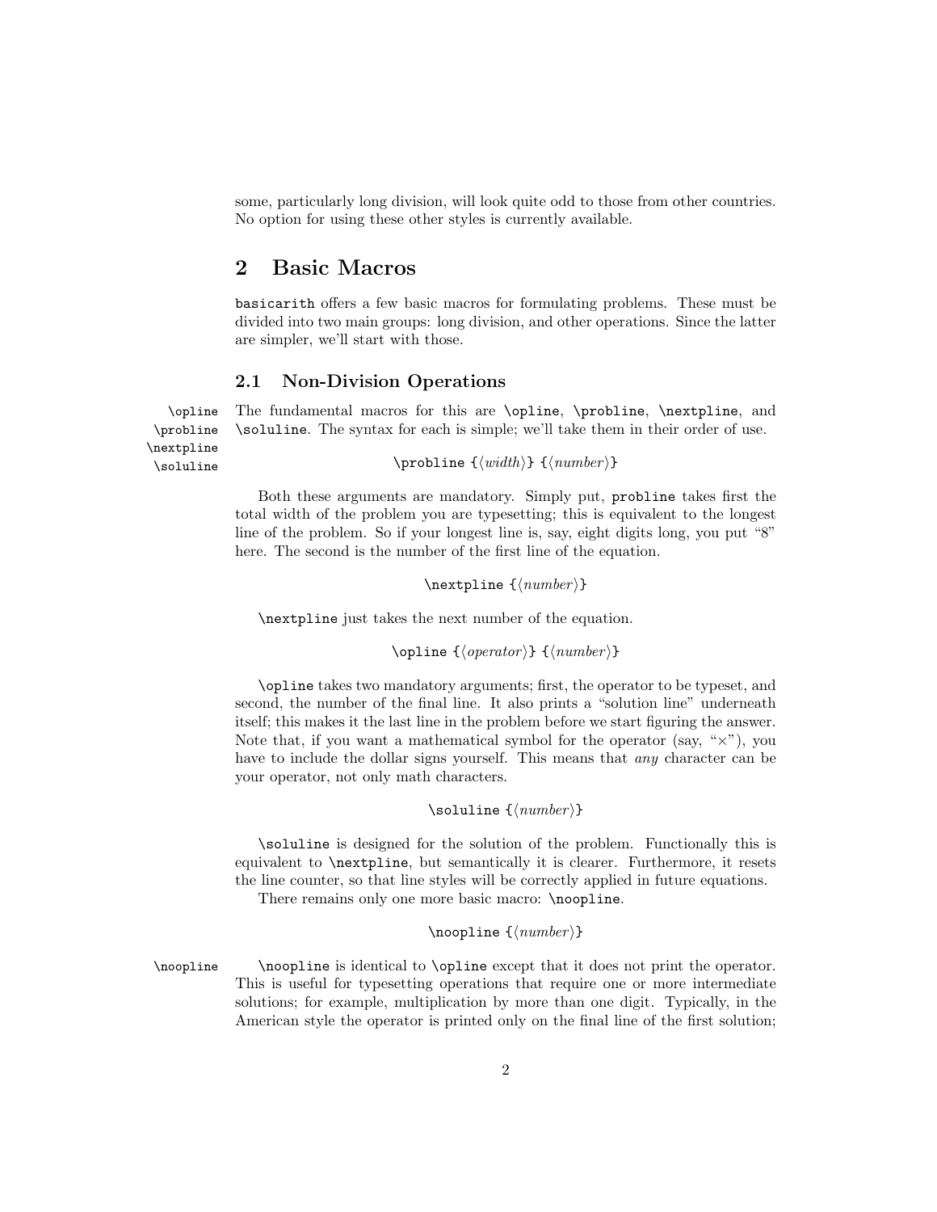some, particularly long division, will look quite odd to those from other countries. No option for using these other styles is currently available.

# 2 Basic Macros

basicarith offers a few basic macros for formulating problems. These must be divided into two main groups: long division, and other operations. Since the latter are simpler, we'll start with those.

## 2.1 Non-Division Operations

The fundamental macros for this are `\opline`, `\probline`, `\nextpline`, and `\soluline`. The syntax for each is simple; we'll take them in their order of use.

`\probline {⟨width⟩} {⟨number⟩}`

Both these arguments are mandatory. Simply put, `probline` takes first the total width of the problem you are typesetting; this is equivalent to the longest line of the problem. So if your longest line is, say, eight digits long, you put "8" here. The second is the number of the first line of the equation.

`\nextpline {⟨number⟩}`

`\nextpline` just takes the next number of the equation.

`\opline {⟨operator⟩} {⟨number⟩}`

`\opline` takes two mandatory arguments; first, the operator to be typeset, and second, the number of the final line. It also prints a "solution line" underneath itself; this makes it the last line in the problem before we start figuring the answer. Note that, if you want a mathematical symbol for the operator (say, "$\times$"), you have to include the dollar signs yourself. This means that *any* character can be your operator, not only math characters.

`\soluline {⟨number⟩}`

`\soluline` is designed for the solution of the problem. Functionally this is equivalent to `\nextpline`, but semantically it is clearer. Furthermore, it resets the line counter, so that line styles will be correctly applied in future equations.

There remains only one more basic macro: `\noopline`.

`\noopline {⟨number⟩}`

`\noopline` is identical to `\opline` except that it does not print the operator. This is useful for typesetting operations that require one or more intermediate solutions; for example, multiplication by more than one digit. Typically, in the American style the operator is printed only on the final line of the first solution;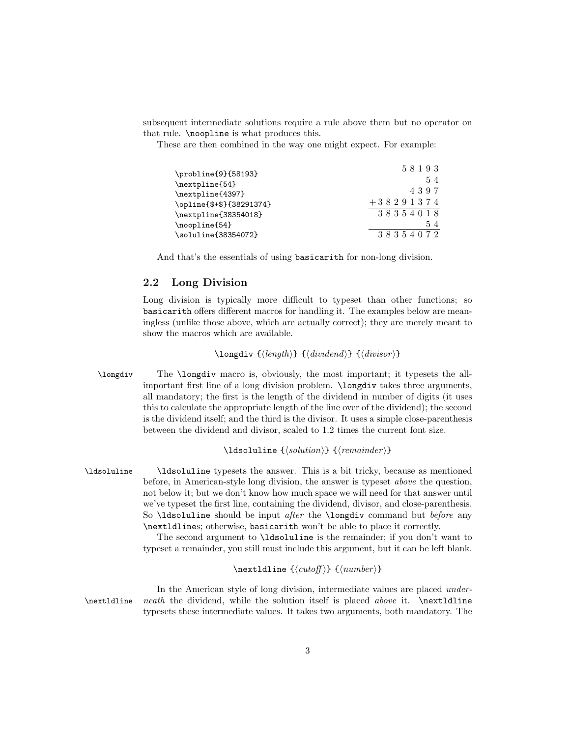subsequent intermediate solutions require a rule above them but no operator on that rule. `\noopline` is what produces this.

These are then combined in the way one might expect. For example:

```
\probline{9}{58193}
\nextpline{54}
\nextpline{4397}
\opline{$+$}{38291374}
\nextpline{38354018}
\noopline{54}
\soluline{38354072}
```

```
       5 8 1 9 3
             5 4
         4 3 9 7
+3 8 2 9 1 3 7 4
----------------
 3 8 3 5 4 0 1 8
             5 4
----------------
 3 8 3 5 4 0 7 2
```

And that's the essentials of using `basicarith` for non-long division.

## 2.2 Long Division

Long division is typically more difficult to typeset than other functions; so `basicarith` offers different macros for handling it. The examples below are meaningless (unlike those above, which are actually correct); they are merely meant to show the macros which are available.

`\longdiv {⟨length⟩} {⟨dividend⟩} {⟨divisor⟩}`

`\longdiv` The `\longdiv` macro is, obviously, the most important; it typesets the all-important first line of a long division problem. `\longdiv` takes three arguments, all mandatory; the first is the length of the dividend in number of digits (it uses this to calculate the appropriate length of the line over of the dividend); the second is the dividend itself; and the third is the divisor. It uses a simple close-parenthesis between the dividend and divisor, scaled to 1.2 times the current font size.

`\ldsoluline {⟨solution⟩} {⟨remainder⟩}`

`\ldsoluline` `\ldsoluline` typesets the answer. This is a bit tricky, because as mentioned before, in American-style long division, the answer is typeset *above* the question, not below it; but we don't know how much space we will need for that answer until we've typeset the first line, containing the dividend, divisor, and close-parenthesis. So `\ldsoluline` should be input *after* the `\longdiv` command but *before* any `\nextldline`s; otherwise, `basicarith` won't be able to place it correctly.

The second argument to `\ldsoluline` is the remainder; if you don't want to typeset a remainder, you still must include this argument, but it can be left blank.

`\nextldline {⟨cutoff⟩} {⟨number⟩}`

`\nextldline` In the American style of long division, intermediate values are placed *underneath* the dividend, while the solution itself is placed *above* it. `\nextldline` typesets these intermediate values. It takes two arguments, both mandatory. The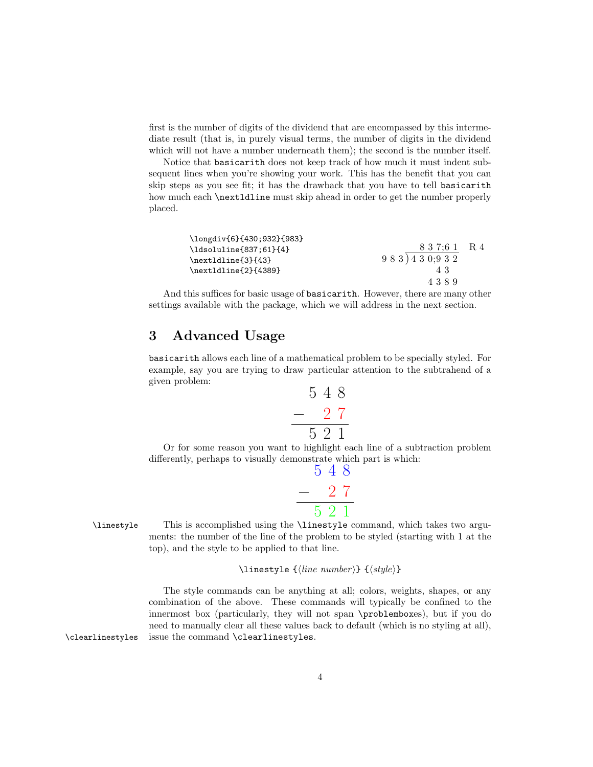first is the number of digits of the dividend that are encompassed by this intermediate result (that is, in purely visual terms, the number of digits in the dividend which will not have a number underneath them); the second is the number itself.

Notice that `basicarith` does not keep track of how much it must indent subsequent lines when you're showing your work. This has the benefit that you can skip steps as you see fit; it has the drawback that you have to tell `basicarith` how much each `\nextldline` must skip ahead in order to get the number properly placed.

```
\longdiv{6}{430;932}{983}
\ldsoluline{837;61}{4}
\nextldline{3}{43}
\nextldline{2}{4389}
```

```
              8 3 7;6 1   R 4
      9 8 3 ) 4 3 0;9 3 2
                    4 3
                  4 3 8 9
```

And this suffices for basic usage of `basicarith`. However, there are many other settings available with the package, which we will address in the next section.

## 3 Advanced Usage

`basicarith` allows each line of a mathematical problem to be specially styled. For example, say you are trying to draw particular attention to the subtrahend of a given problem:

```
    5 4 8
 −    2 7
 ────────
    5 2 1
```

Or for some reason you want to highlight each line of a subtraction problem differently, perhaps to visually demonstrate which part is which:

```
    5 4 8
 −    2 7
 ────────
    5 2 1
```

`\linestyle` This is accomplished using the `\linestyle` command, which takes two arguments: the number of the line of the problem to be styled (starting with 1 at the top), and the style to be applied to that line.

`\linestyle {⟨line number⟩} {⟨style⟩}`

The style commands can be anything at all; colors, weights, shapes, or any combination of the above. These commands will typically be confined to the innermost box (particularly, they will not span `\problemboxes`), but if you do need to manually clear all these values back to default (which is no styling at all), `\clearlinestyles` issue the command `\clearlinestyles`.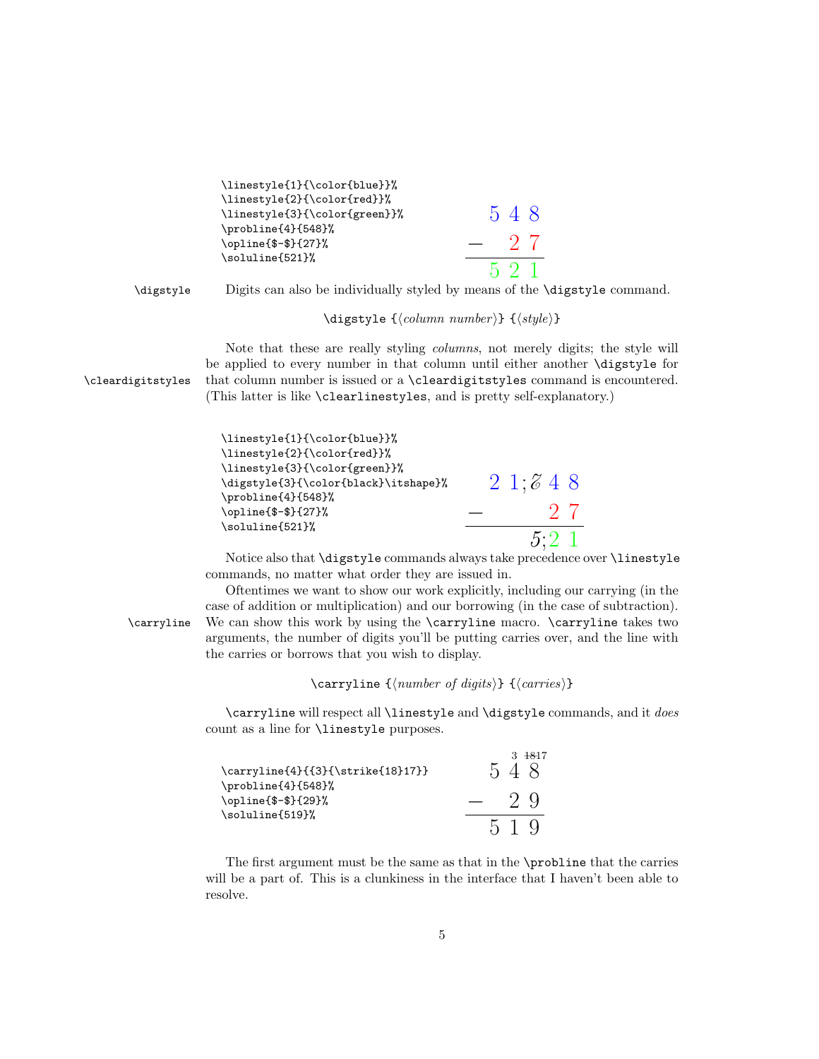```
\linestyle{1}{\color{blue}}%
\linestyle{2}{\color{red}}%
\linestyle{3}{\color{green}}%
\probline{4}{548}%
\opline{$-$}{27}%
\soluline{521}%
```

$$
\begin{array}{r}
548 \\
- \quad 27 \\
\hline
521
\end{array}
$$

`\digstyle` Digits can also be individually styled by means of the `\digstyle` command.

`\digstyle {`⟨*column number*⟩`} {`⟨*style*⟩`}`

Note that these are really styling *columns*, not merely digits; the style will be applied to every number in that column until either another `\digstyle` for that column number is issued or a `\cleardigitstyles` command is encountered. (This latter is like `\clearlinestyles`, and is pretty self-explanatory.)

`\cleardigitstyles`

```
\linestyle{1}{\color{blue}}%
\linestyle{2}{\color{red}}%
\linestyle{3}{\color{green}}%
\digstyle{3}{\color{black}\itshape}%
\probline{4}{548}%
\opline{$-$}{27}%
\soluline{521}%
```

$$
\begin{array}{r}
2\ 1;\mathscr{C}\ 4\ 8 \\
- \qquad 2\ 7 \\
\hline
5;2\ 1
\end{array}
$$

Notice also that `\digstyle` commands always take precedence over `\linestyle` commands, no matter what order they are issued in.

Oftentimes we want to show our work explicitly, including our carrying (in the case of addition or multiplication) and our borrowing (in the case of subtraction). We can show this work by using the `\carryline` macro. `\carryline` takes two arguments, the number of digits you'll be putting carries over, and the line with the carries or borrows that you wish to display.

`\carryline`

`\carryline {`⟨*number of digits*⟩`} {`⟨*carries*⟩`}`

`\carryline` will respect all `\linestyle` and `\digstyle` commands, and it *does* count as a line for `\linestyle` purposes.

```
\carryline{4}{{3}{\strike{18}17}}
\probline{4}{548}%
\opline{$-$}{29}%
\soluline{519}%
```

$$
\begin{array}{r}
{}^{3}\ {}^{\not{18}17} \\
548 \\
- \quad 29 \\
\hline
519
\end{array}
$$

The first argument must be the same as that in the `\probline` that the carries will be a part of. This is a clunkiness in the interface that I haven't been able to resolve.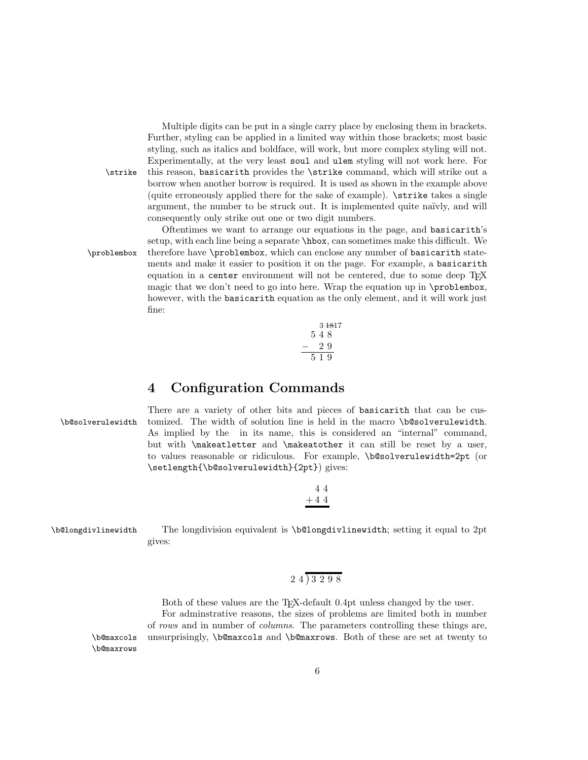Multiple digits can be put in a single carry place by enclosing them in brackets. Further, styling can be applied in a limited way within those brackets; most basic styling, such as italics and boldface, will work, but more complex styling will not. Experimentally, at the very least `soul` and `ulem` styling will not work here. For this reason, `basicarith` provides the `\strike` command, which will strike out a borrow when another borrow is required. It is used as shown in the example above (quite erroneously applied there for the sake of example). `\strike` takes a single argument, the number to be struck out. It is implemented quite naïvly, and will consequently only strike out one or two digit numbers.

Oftentimes we want to arrange our equations in the page, and `basicarith`'s setup, with each line being a separate `\hbox`, can sometimes make this difficult. We therefore have `\problembox`, which can enclose any number of `basicarith` statements and make it easier to position it on the page. For example, a `basicarith` equation in a `center` environment will not be centered, due to some deep TEX magic that we don't need to go into here. Wrap the equation up in `\problembox`, however, with the `basicarith` equation as the only element, and it will work just fine:

```
   3 18 17
   5 4 8
−    2 9
   5 1 9
```

## 4 Configuration Commands

There are a variety of other bits and pieces of `basicarith` that can be customized. The width of solution line is held in the macro `\b@solverulewidth`. As implied by the in its name, this is considered an "internal" command, but with `\makeatletter` and `\makeatother` it can still be reset by a user, to values reasonable or ridiculous. For example, `\b@solverulewidth=2pt` (or `\setlength{\b@solverulewidth}{2pt}`) gives:

```
  4 4
+ 4 4
```

The longdivision equivalent is `\b@longdivlinewidth`; setting it equal to 2pt gives:

```
2 4 ) 3 2 9 8
```

Both of these values are the TEX-default 0.4pt unless changed by the user.

For adminstrative reasons, the sizes of problems are limited both in number of *rows* and in number of *columns*. The parameters controlling these things are, unsurprisingly, `\b@maxcols` and `\b@maxrows`. Both of these are set at twenty to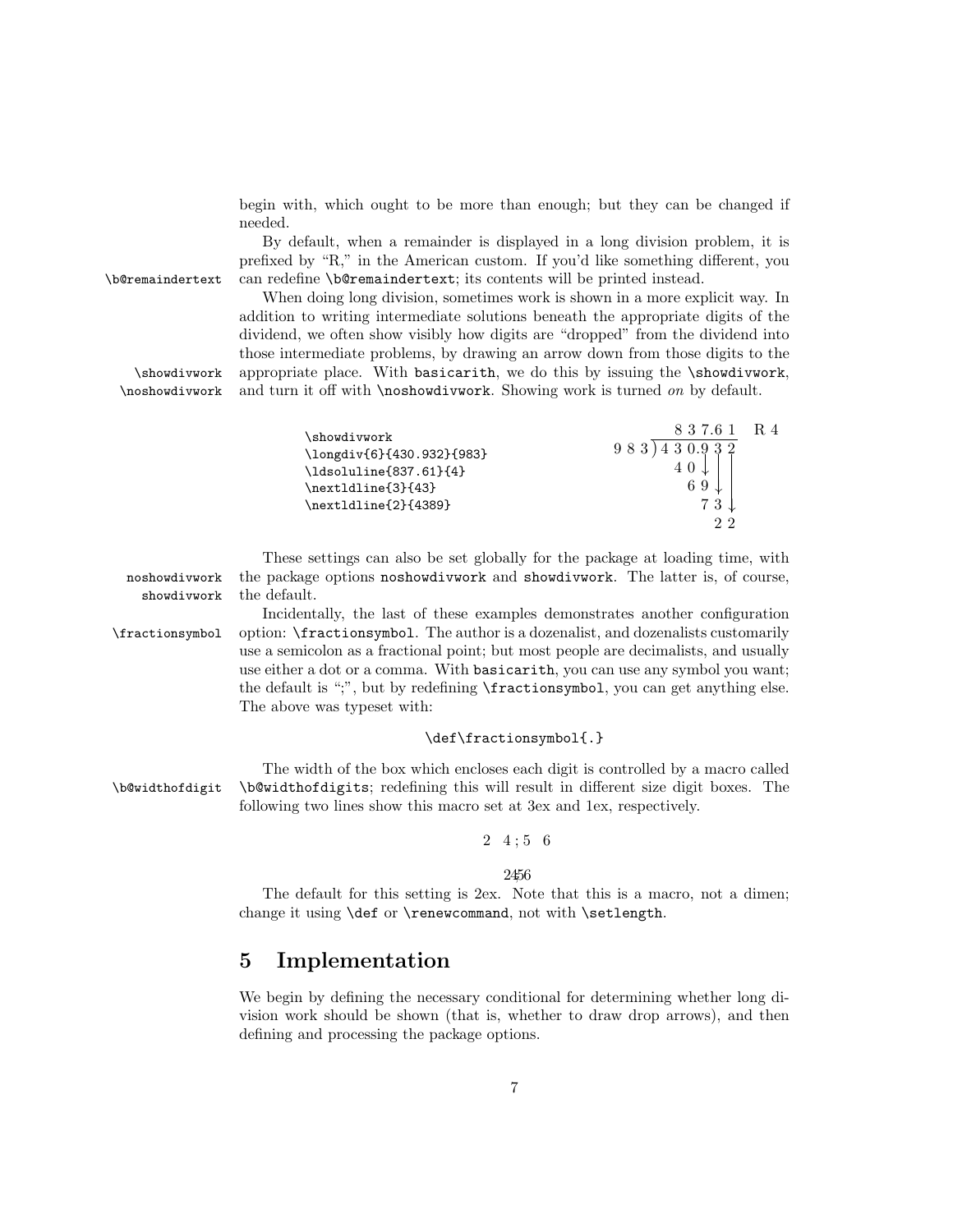begin with, which ought to be more than enough; but they can be changed if needed.

By default, when a remainder is displayed in a long division problem, it is prefixed by "R," in the American custom. If you'd like something different, you can redefine `\b@remaindertext`; its contents will be printed instead.

When doing long division, sometimes work is shown in a more explicit way. In addition to writing intermediate solutions beneath the appropriate digits of the dividend, we often show visibly how digits are "dropped" from the dividend into those intermediate problems, by drawing an arrow down from those digits to the appropriate place. With `basicarith`, we do this by issuing the `\showdivwork`, and turn it off with `\noshowdivwork`. Showing work is turned *on* by default.

```
\showdivwork
\longdiv{6}{430.932}{983}
\ldsoluline{837.61}{4}
\nextldline{3}{43}
\nextldline{2}{4389}
```

```
          8 3 7.6 1   R 4
 9 8 3 ) 4 3 0.9 3 2
           4 0 ↓ | |
             6 9 ↓ |
               7 3 ↓
                 2 2
```

These settings can also be set globally for the package at loading time, with the package options `noshowdivwork` and `showdivwork`. The latter is, of course, the default.

Incidentally, the last of these examples demonstrates another configuration option: `\fractionsymbol`. The author is a dozenalist, and dozenalists customarily use a semicolon as a fractional point; but most people are decimalists, and usually use either a dot or a comma. With `basicarith`, you can use any symbol you want; the default is ";", but by redefining `\fractionsymbol`, you can get anything else. The above was typeset with:

```
\def\fractionsymbol{.}
```

The width of the box which encloses each digit is controlled by a macro called `\b@widthofdigits`; redefining this will result in different size digit boxes. The following two lines show this macro set at 3ex and 1ex, respectively.

2 4 ; 5 6

2456

The default for this setting is 2ex. Note that this is a macro, not a dimen; change it using `\def` or `\renewcommand`, not with `\setlength`.

## 5 Implementation

We begin by defining the necessary conditional for determining whether long division work should be shown (that is, whether to draw drop arrows), and then defining and processing the package options.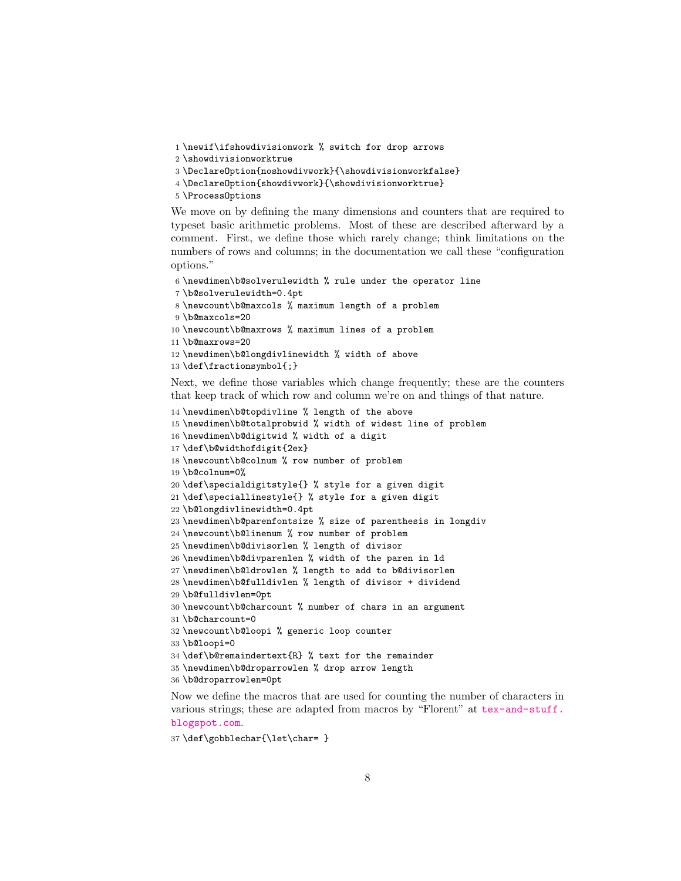```
1 \newif\ifshowdivisionwork % switch for drop arrows
2 \showdivisionworktrue
3 \DeclareOption{noshowdivwork}{\showdivisionworkfalse}
4 \DeclareOption{showdivwork}{\showdivisionworktrue}
5 \ProcessOptions
```

We move on by defining the many dimensions and counters that are required to typeset basic arithmetic problems. Most of these are described afterward by a comment. First, we define those which rarely change; think limitations on the numbers of rows and columns; in the documentation we call these "configuration options."

```
6 \newdimen\b@solverulewidth % rule under the operator line
7 \b@solverulewidth=0.4pt
8 \newcount\b@maxcols % maximum length of a problem
9 \b@maxcols=20
10 \newcount\b@maxrows % maximum lines of a problem
11 \b@maxrows=20
12 \newdimen\b@longdivlinewidth % width of above
13 \def\fractionsymbol{;}
```

Next, we define those variables which change frequently; these are the counters that keep track of which row and column we're on and things of that nature.

```
14 \newdimen\b@topdivline % length of the above
15 \newdimen\b@totalprobwid % width of widest line of problem
16 \newdimen\b@digitwid % width of a digit
17 \def\b@widthofdigit{2ex}
18 \newcount\b@colnum % row number of problem
19 \b@colnum=0%
20 \def\specialdigitstyle{} % style for a given digit
21 \def\speciallinestyle{} % style for a given digit
22 \b@longdivlinewidth=0.4pt
23 \newdimen\b@parenfontsize % size of parenthesis in longdiv
24 \newcount\b@linenum % row number of problem
25 \newdimen\b@divisorlen % length of divisor
26 \newdimen\b@divparenlen % width of the paren in ld
27 \newdimen\b@ldrowlen % length to add to b@divisorlen
28 \newdimen\b@fulldivlen % length of divisor + dividend
29 \b@fulldivlen=0pt
30 \newcount\b@charcount % number of chars in an argument
31 \b@charcount=0
32 \newcount\b@loopi % generic loop counter
33 \b@loopi=0
34 \def\b@remaindertext{R} % text for the remainder
35 \newdimen\b@droparrowlen % drop arrow length
36 \b@droparrowlen=0pt
```

Now we define the macros that are used for counting the number of characters in various strings; these are adapted from macros by "Florent" at tex-and-stuff.blogspot.com.

```
37 \def\gobblechar{\let\char= }
```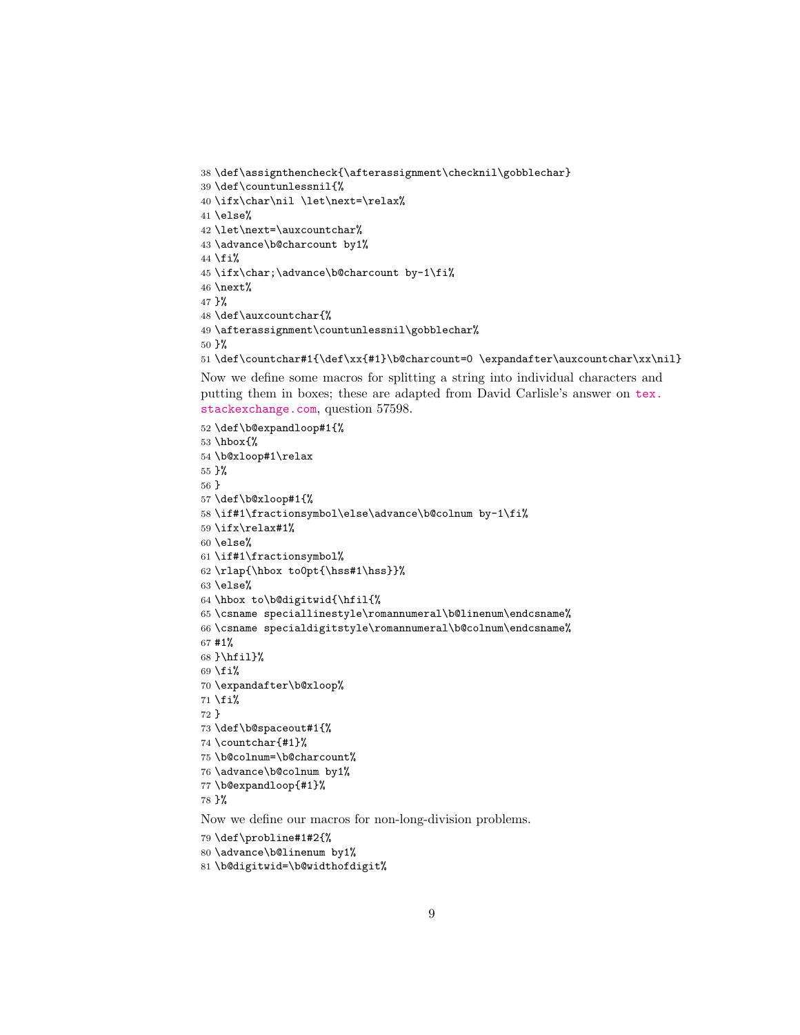```
38 \def\assignthencheck{\afterassignment\checknil\gobblechar}
39 \def\countunlessnil{%
40 \ifx\char\nil \let\next=\relax%
41 \else%
42 \let\next=\auxcountchar%
43 \advance\b@charcount by1%
44 \fi%
45 \ifx\char;\advance\b@charcount by-1\fi%
46 \next%
47 }%
48 \def\auxcountchar{%
49 \afterassignment\countunlessnil\gobblechar%
50 }%
51 \def\countchar#1{\def\xx{#1}\b@charcount=0 \expandafter\auxcountchar\xx\nil}
```

Now we define some macros for splitting a string into individual characters and putting them in boxes; these are adapted from David Carlisle's answer on tex.stackexchange.com, question 57598.

```
52 \def\b@expandloop#1{%
53 \hbox{%
54 \b@xloop#1\relax
55 }%
56 }
57 \def\b@xloop#1{%
58 \if#1\fractionsymbol\else\advance\b@colnum by-1\fi%
59 \ifx\relax#1%
60 \else%
61 \if#1\fractionsymbol%
62 \rlap{\hbox to0pt{\hss#1\hss}}%
63 \else%
64 \hbox to\b@digitwid{\hfil{%
65 \csname speciallinestyle\romannumeral\b@linenum\endcsname%
66 \csname specialdigitstyle\romannumeral\b@colnum\endcsname%
67 #1%
68 }\hfil}%
69 \fi%
70 \expandafter\b@xloop%
71 \fi%
72 }
73 \def\b@spaceout#1{%
74 \countchar{#1}%
75 \b@colnum=\b@charcount%
76 \advance\b@colnum by1%
77 \b@expandloop{#1}%
78 }%
```

Now we define our macros for non-long-division problems.

```
79 \def\probline#1#2{%
80 \advance\b@linenum by1%
81 \b@digitwid=\b@widthofdigit%
```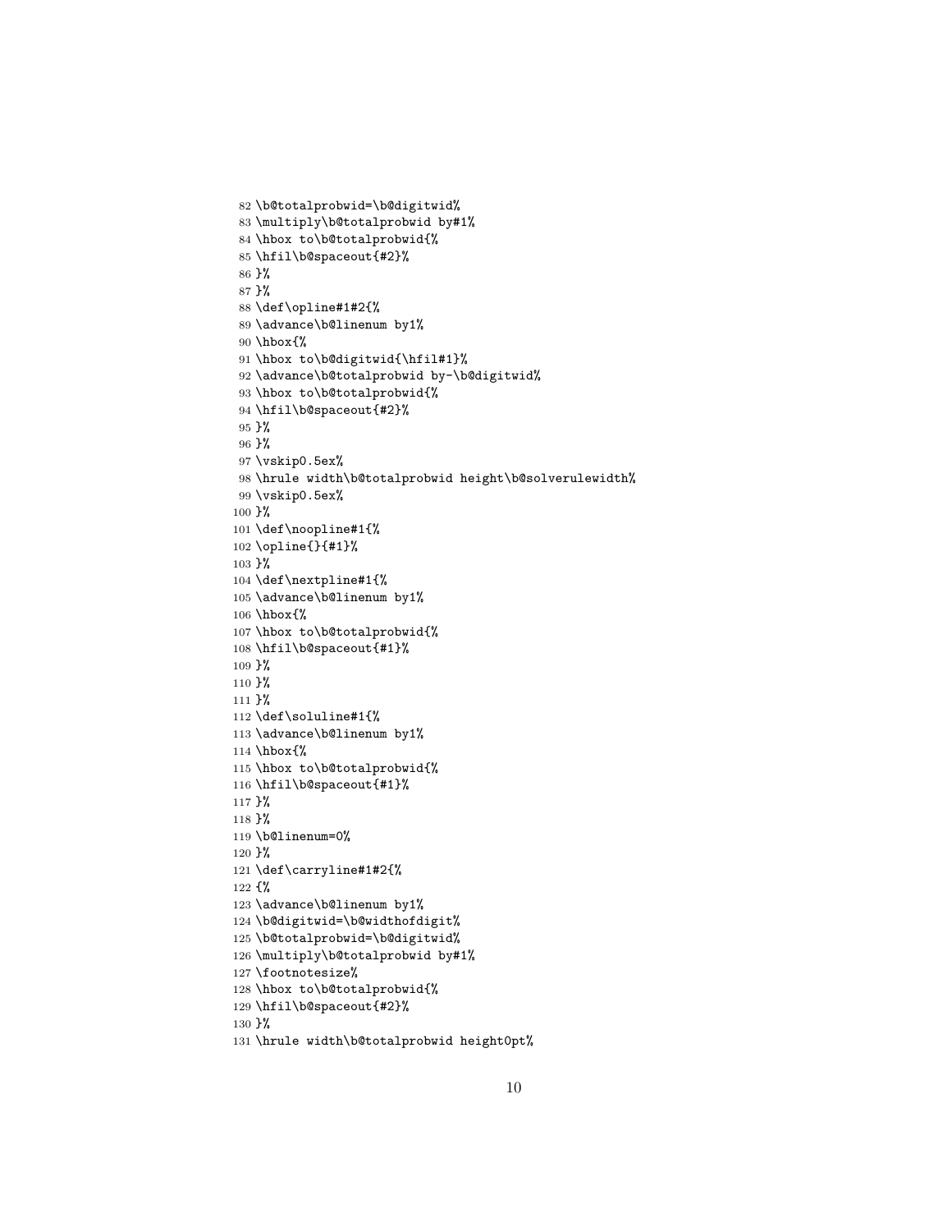```
82 \b@totalprobwid=\b@digitwid%
83 \multiply\b@totalprobwid by#1%
84 \hbox to\b@totalprobwid{%
85 \hfil\b@spaceout{#2}%
86 }%
87 }%
88 \def\opline#1#2{%
89 \advance\b@linenum by1%
90 \hbox{%
91 \hbox to\b@digitwid{\hfil#1}%
92 \advance\b@totalprobwid by-\b@digitwid%
93 \hbox to\b@totalprobwid{%
94 \hfil\b@spaceout{#2}%
95 }%
96 }%
97 \vskip0.5ex%
98 \hrule width\b@totalprobwid height\b@solverulewidth%
99 \vskip0.5ex%
100 }%
101 \def\noopline#1{%
102 \opline{}{#1}%
103 }%
104 \def\nextpline#1{%
105 \advance\b@linenum by1%
106 \hbox{%
107 \hbox to\b@totalprobwid{%
108 \hfil\b@spaceout{#1}%
109 }%
110 }%
111 }%
112 \def\soluline#1{%
113 \advance\b@linenum by1%
114 \hbox{%
115 \hbox to\b@totalprobwid{%
116 \hfil\b@spaceout{#1}%
117 }%
118 }%
119 \b@linenum=0%
120 }%
121 \def\carryline#1#2{%
122 {%
123 \advance\b@linenum by1%
124 \b@digitwid=\b@widthofdigit%
125 \b@totalprobwid=\b@digitwid%
126 \multiply\b@totalprobwid by#1%
127 \footnotesize%
128 \hbox to\b@totalprobwid{%
129 \hfil\b@spaceout{#2}%
130 }%
131 \hrule width\b@totalprobwid height0pt%
```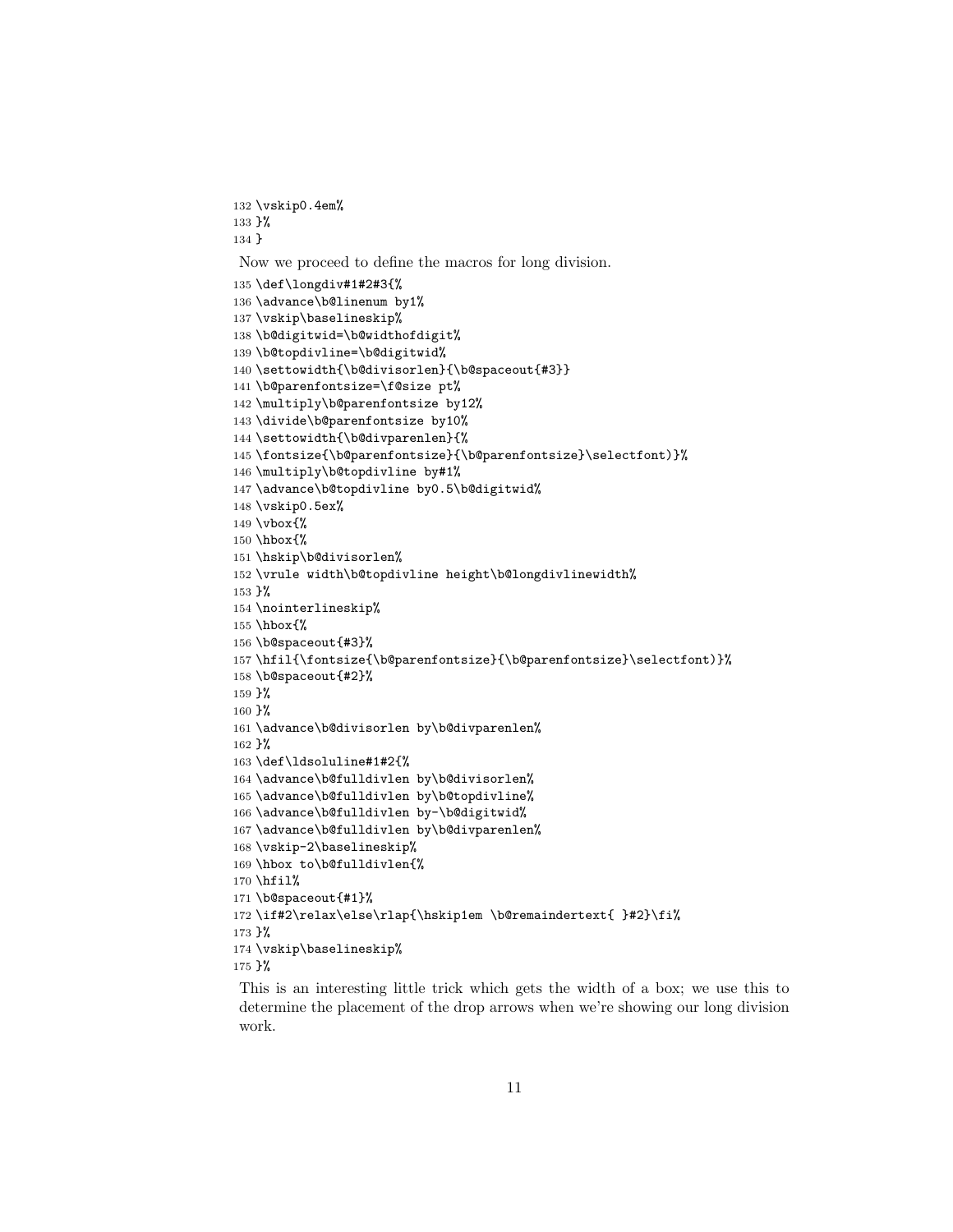```
132 \vskip0.4em%
133 }%
134 }
```

Now we proceed to define the macros for long division.

```
135 \def\longdiv#1#2#3{%
136 \advance\b@linenum by1%
137 \vskip\baselineskip%
138 \b@digitwid=\b@widthofdigit%
139 \b@topdivline=\b@digitwid%
140 \settowidth{\b@divisorlen}{\b@spaceout{#3}}
141 \b@parenfontsize=\f@size pt%
142 \multiply\b@parenfontsize by12%
143 \divide\b@parenfontsize by10%
144 \settowidth{\b@divparenlen}{%
145 \fontsize{\b@parenfontsize}{\b@parenfontsize}\selectfont)}%
146 \multiply\b@topdivline by#1%
147 \advance\b@topdivline by0.5\b@digitwid%
148 \vskip0.5ex%
149 \vbox{%
150 \hbox{%
151 \hskip\b@divisorlen%
152 \vrule width\b@topdivline height\b@longdivlinewidth%
153 }%
154 \nointerlineskip%
155 \hbox{%
156 \b@spaceout{#3}%
157 \hfil{\fontsize{\b@parenfontsize}{\b@parenfontsize}\selectfont)}%
158 \b@spaceout{#2}%
159 }%
160 }%
161 \advance\b@divisorlen by\b@divparenlen%
162 }%
163 \def\ldsoluline#1#2{%
164 \advance\b@fulldivlen by\b@divisorlen%
165 \advance\b@fulldivlen by\b@topdivline%
166 \advance\b@fulldivlen by-\b@digitwid%
167 \advance\b@fulldivlen by\b@divparenlen%
168 \vskip-2\baselineskip%
169 \hbox to\b@fulldivlen{%
170 \hfil%
171 \b@spaceout{#1}%
172 \if#2\relax\else\rlap{\hskip1em \b@remaindertext{ }#2}\fi%
173 }%
174 \vskip\baselineskip%
175 }%
```

This is an interesting little trick which gets the width of a box; we use this to determine the placement of the drop arrows when we're showing our long division work.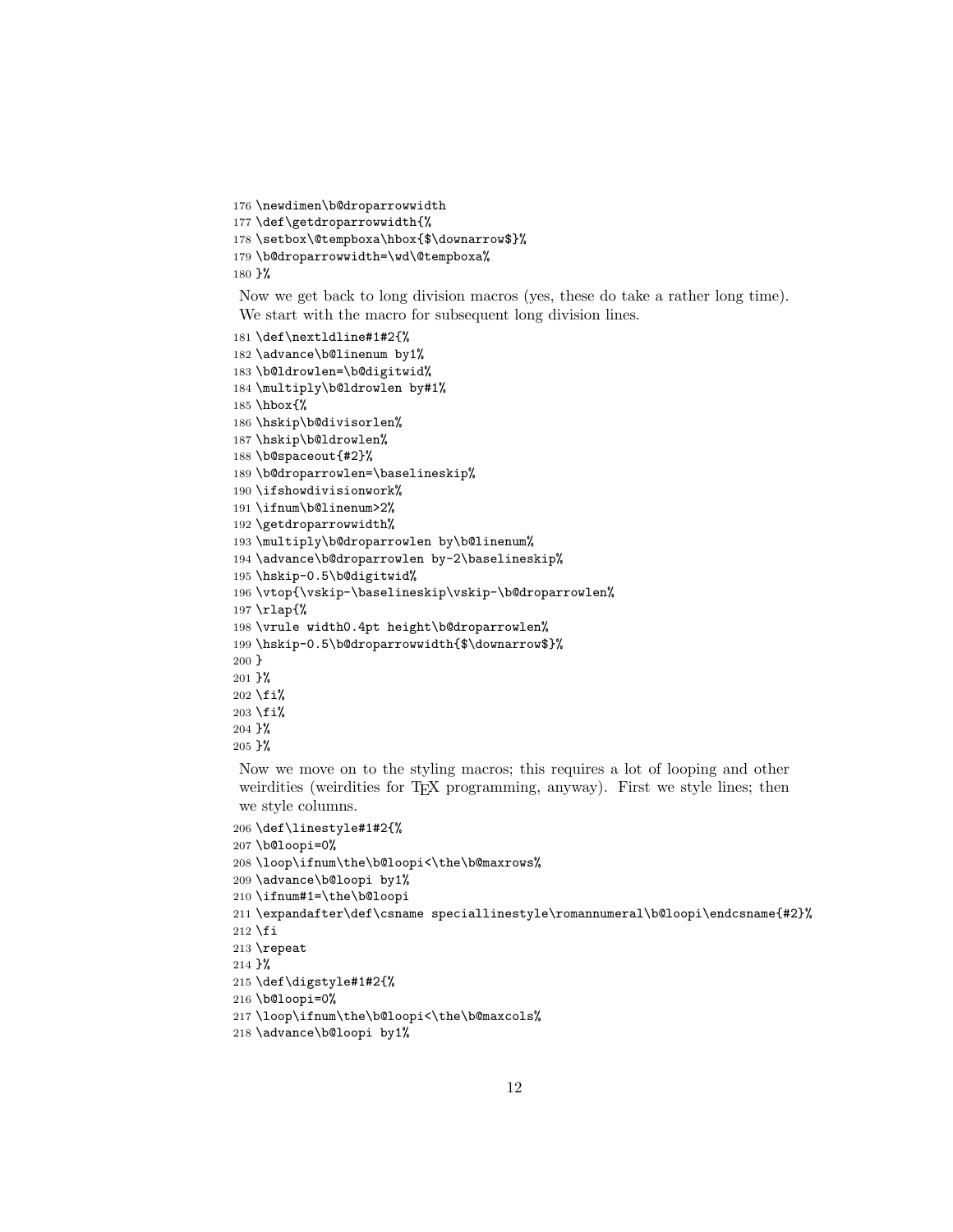```
176 \newdimen\b@droparrowwidth
177 \def\getdroparrowwidth{%
178 \setbox\@tempboxa\hbox{$\downarrow$}%
179 \b@droparrowwidth=\wd\@tempboxa%
180 }%
```

Now we get back to long division macros (yes, these do take a rather long time). We start with the macro for subsequent long division lines.

```
181 \def\nextldline#1#2{%
182 \advance\b@linenum by1%
183 \b@ldrowlen=\b@digitwid%
184 \multiply\b@ldrowlen by#1%
185 \hbox{%
186 \hskip\b@divisorlen%
187 \hskip\b@ldrowlen%
188 \b@spaceout{#2}%
189 \b@droparrowlen=\baselineskip%
190 \ifshowdivisionwork%
191 \ifnum\b@linenum>2%
192 \getdroparrowwidth%
193 \multiply\b@droparrowlen by\b@linenum%
194 \advance\b@droparrowlen by-2\baselineskip%
195 \hskip-0.5\b@digitwid%
196 \vtop{\vskip-\baselineskip\vskip-\b@droparrowlen%
197 \rlap{%
198 \vrule width0.4pt height\b@droparrowlen%
199 \hskip-0.5\b@droparrowwidth{$\downarrow$}%
200 }
201 }%
202 \fi%
203 \fi%
204 }%
205 }%
```

Now we move on to the styling macros; this requires a lot of looping and other weirdities (weirdities for TEX programming, anyway). First we style lines; then we style columns.

```
206 \def\linestyle#1#2{%
207 \b@loopi=0%
208 \loop\ifnum\the\b@loopi<\the\b@maxrows%
209 \advance\b@loopi by1%
210 \ifnum#1=\the\b@loopi
211 \expandafter\def\csname speciallinestyle\romannumeral\b@loopi\endcsname{#2}%
212 \fi
213 \repeat
214 }%
215 \def\digstyle#1#2{%
216 \b@loopi=0%
217 \loop\ifnum\the\b@loopi<\the\b@maxcols%
218 \advance\b@loopi by1%
```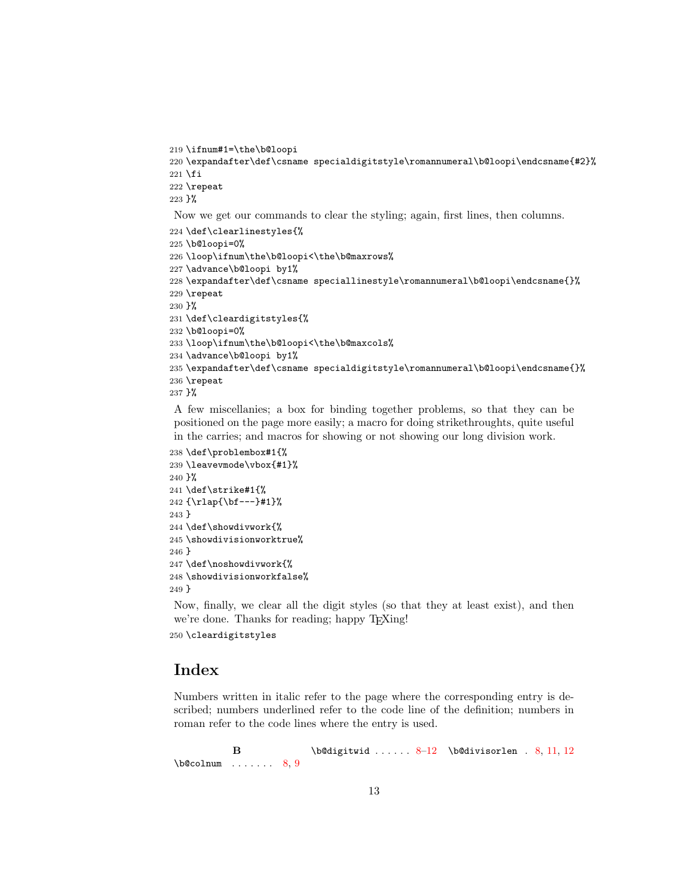```
219 \ifnum#1=\the\b@loopi
220 \expandafter\def\csname specialdigitstyle\romannumeral\b@loopi\endcsname{#2}%
221 \fi
222 \repeat
223 }%
```

Now we get our commands to clear the styling; again, first lines, then columns.

```
224 \def\clearlinestyles{%
225 \b@loopi=0%
226 \loop\ifnum\the\b@loopi<\the\b@maxrows%
227 \advance\b@loopi by1%
228 \expandafter\def\csname speciallinestyle\romannumeral\b@loopi\endcsname{}%
229 \repeat
230 }%
231 \def\cleardigitstyles{%
232 \b@loopi=0%
233 \loop\ifnum\the\b@loopi<\the\b@maxcols%
234 \advance\b@loopi by1%
235 \expandafter\def\csname specialdigitstyle\romannumeral\b@loopi\endcsname{}%
236 \repeat
237 }%
```

A few miscellanies; a box for binding together problems, so that they can be positioned on the page more easily; a macro for doing strikethroughts, quite useful in the carries; and macros for showing or not showing our long division work.

```
238 \def\problembox#1{%
239 \leavevmode\vbox{#1}%
240 }%
241 \def\strike#1{%
242 {\rlap{\bf---}#1}%
243 }
244 \def\showdivwork{%
245 \showdivisionworktrue%
246 }
247 \def\noshowdivwork{%
248 \showdivisionworkfalse%
249 }
```

Now, finally, we clear all the digit styles (so that they at least exist), and then we're done. Thanks for reading; happy TEXing!

```
250 \cleardigitstyles
```

# Index

Numbers written in italic refer to the page where the corresponding entry is described; numbers underlined refer to the code line of the definition; numbers in roman refer to the code lines where the entry is used.

**B**

\b@colnum . . . . . . . 8, 9

\b@digitwid . . . . . . 8–12

\b@divisorlen . 8, 11, 12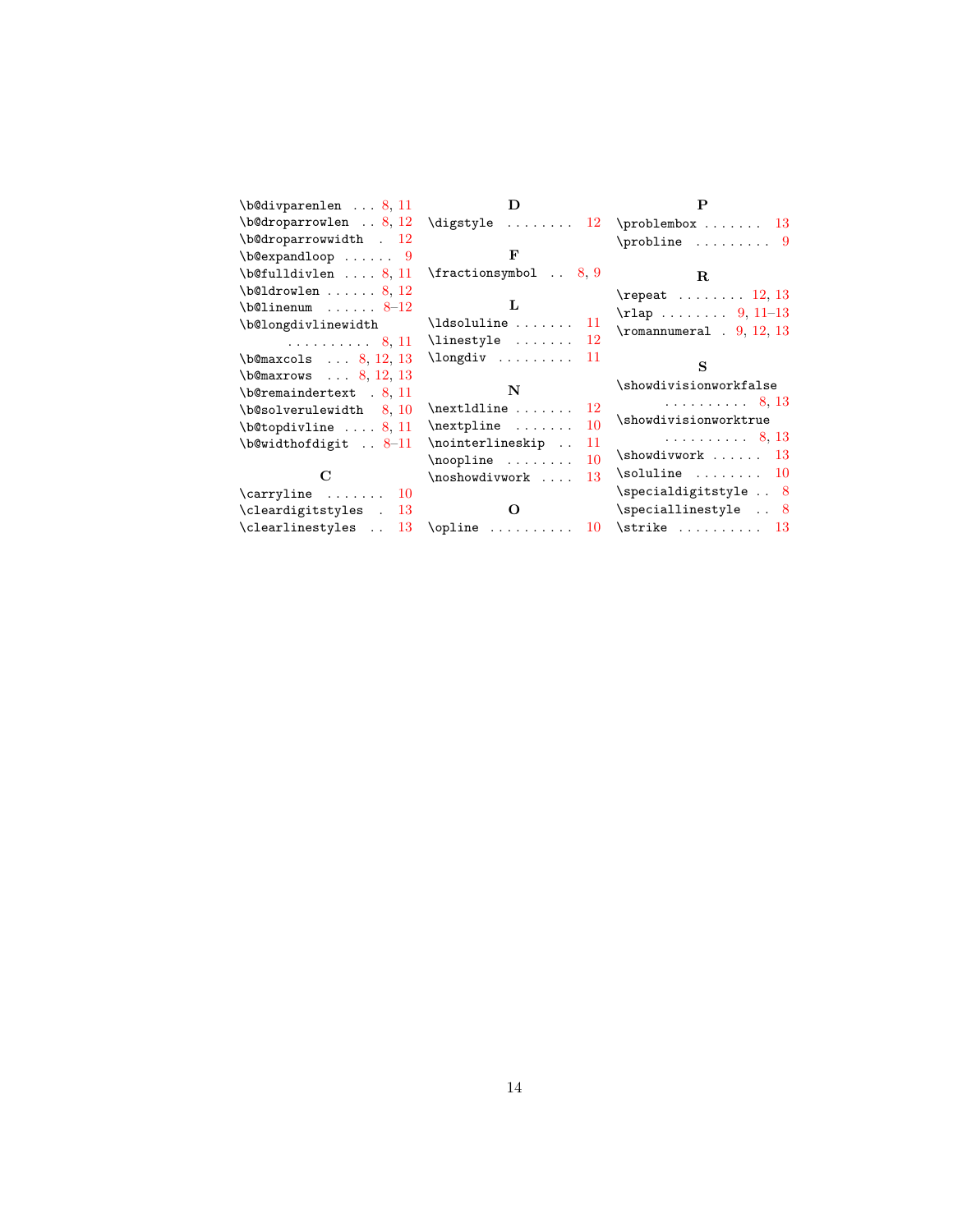\b@divparenlen . . . 8, 11
\b@droparrowlen . . 8, 12
\b@droparrowwidth . 12
\b@expandloop . . . . . . 9
\b@fulldivlen . . . . 8, 11
\b@ldrowlen . . . . . . 8, 12
\b@linenum . . . . . . 8–12
\b@longdivlinewidth . . . . . . . . . . 8, 11
\b@maxcols . . . 8, 12, 13
\b@maxrows . . . 8, 12, 13
\b@remaindertext . 8, 11
\b@solverulewidth 8, 10
\b@topdivline . . . . 8, 11
\b@widthofdigit . . 8–11

**C**

\carryline . . . . . . . 10
\cleardigitstyles . 13
\clearlinestyles . . 13

**D**

\digstyle . . . . . . . . 12

**F**

\fractionsymbol . . 8, 9

**L**

\ldsoluline . . . . . . . 11
\linestyle . . . . . . . 12
\longdiv . . . . . . . . . 11

**N**

\nextldline . . . . . . . 12
\nextpline . . . . . . . 10
\nointerlineskip . . 11
\noopline . . . . . . . . 10
\noshowdivwork . . . . 13

**O**

\opline . . . . . . . . . . 10

**P**

\problembox . . . . . . . 13
\probline . . . . . . . . . 9

**R**

\repeat . . . . . . . . 12, 13
\rlap . . . . . . . . 9, 11–13
\romannumeral . 9, 12, 13

**S**

\showdivisionworkfalse . . . . . . . . . . 8, 13
\showdivisionworktrue . . . . . . . . . . 8, 13
\showdivwork . . . . . . 13
\soluline . . . . . . . . 10
\specialdigitstyle . . 8
\speciallinestyle . . 8
\strike . . . . . . . . . . 13